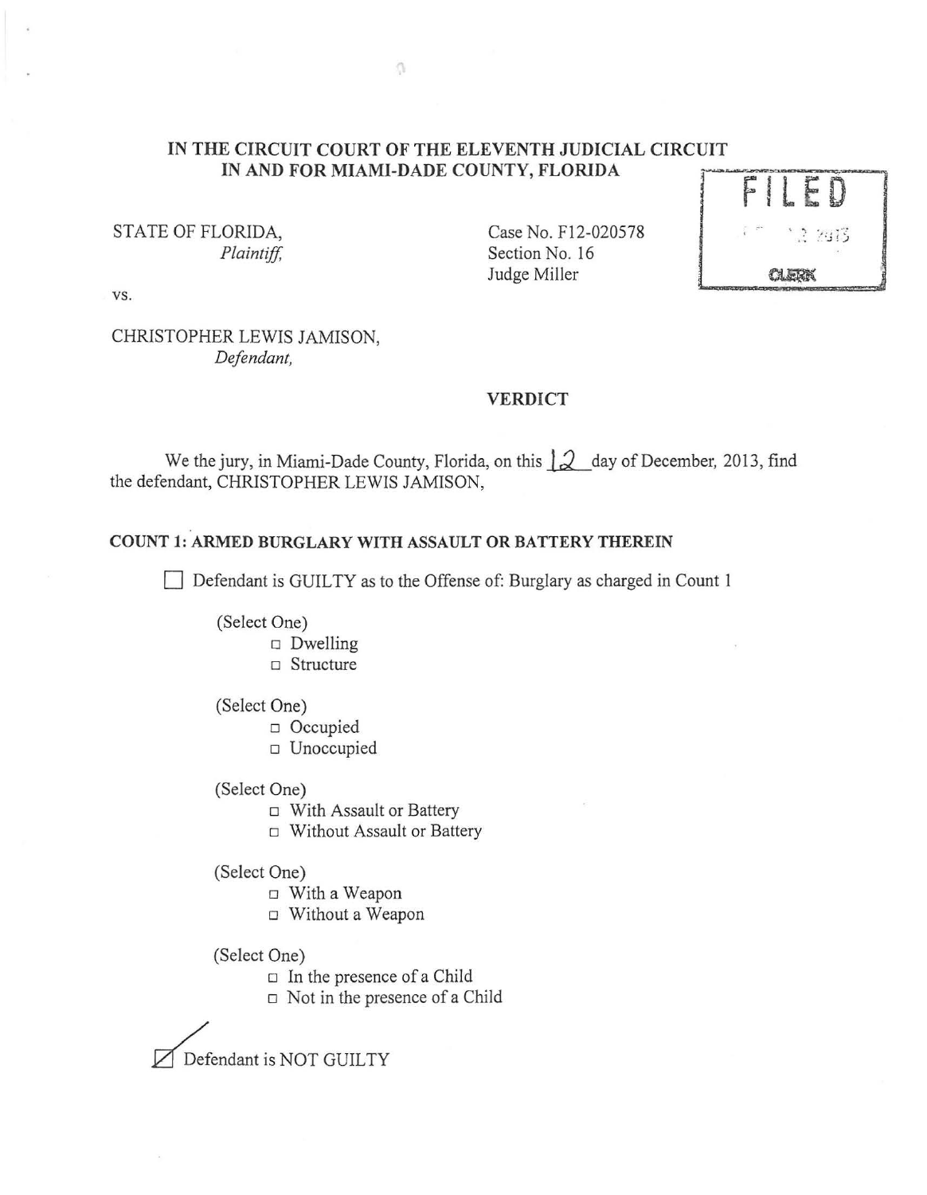**IN THE CIRCUIT COURT OF THE ELEVENTH JUDICIAL CIRCUIT**
**IN AND FOR MIAMI-DADE COUNTY, FLORIDA**

FILED
2013
CLERK

STATE OF FLORIDA,
*Plaintiff,*

Case No. F12-020578
Section No. 16
Judge Miller

vs.

CHRISTOPHER LEWIS JAMISON,
*Defendant,*

**VERDICT**

We the jury, in Miami-Dade County, Florida, on this 12 day of December, 2013, find the defendant, CHRISTOPHER LEWIS JAMISON,

**COUNT 1: ARMED BURGLARY WITH ASSAULT OR BATTERY THEREIN**

☐ Defendant is GUILTY as to the Offense of: Burglary as charged in Count 1

(Select One)
- ☐ Dwelling
- ☐ Structure

(Select One)
- ☐ Occupied
- ☐ Unoccupied

(Select One)
- ☐ With Assault or Battery
- ☐ Without Assault or Battery

(Select One)
- ☐ With a Weapon
- ☐ Without a Weapon

(Select One)
- ☐ In the presence of a Child
- ☐ Not in the presence of a Child

☑ Defendant is NOT GUILTY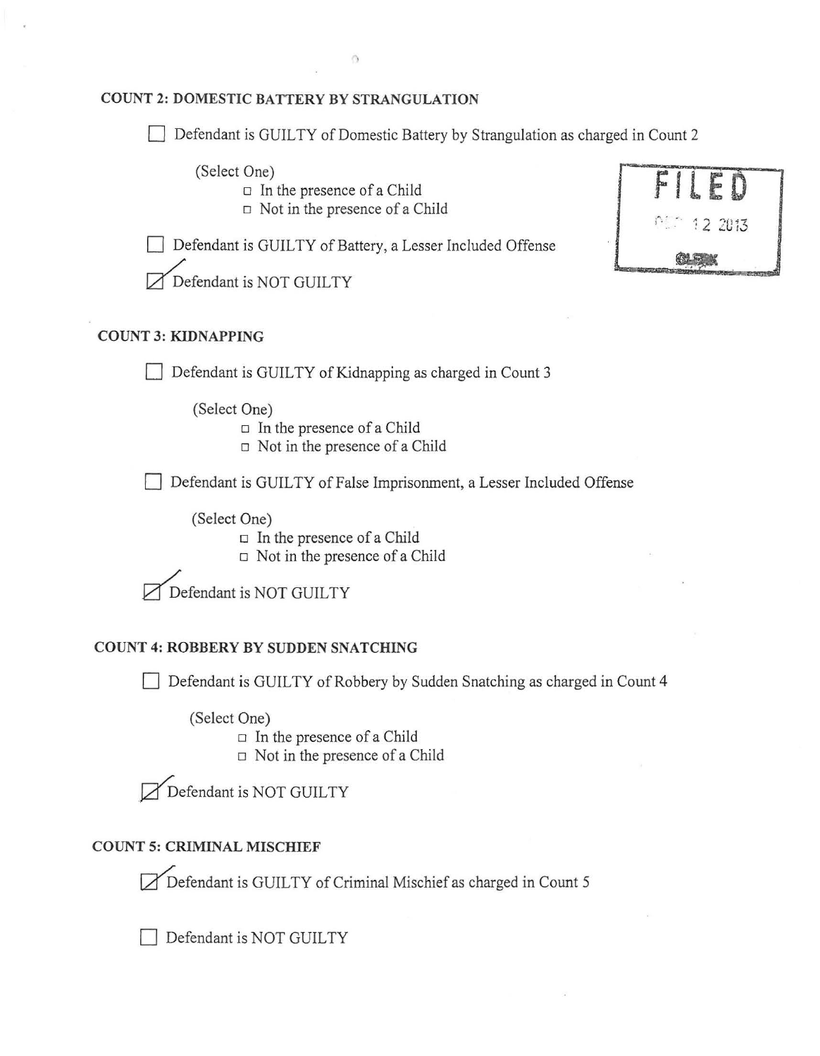### COUNT 2: DOMESTIC BATTERY BY STRANGULATION

- [ ] Defendant is GUILTY of Domestic Battery by Strangulation as charged in Count 2

  (Select One)
  - [ ] In the presence of a Child
  - [ ] Not in the presence of a Child

- [ ] Defendant is GUILTY of Battery, a Lesser Included Offense

- [x] Defendant is NOT GUILTY

FILED
... 12 2013
CLERK

### COUNT 3: KIDNAPPING

- [ ] Defendant is GUILTY of Kidnapping as charged in Count 3

  (Select One)
  - [ ] In the presence of a Child
  - [ ] Not in the presence of a Child

- [ ] Defendant is GUILTY of False Imprisonment, a Lesser Included Offense

  (Select One)
  - [ ] In the presence of a Child
  - [ ] Not in the presence of a Child

- [x] Defendant is NOT GUILTY

### COUNT 4: ROBBERY BY SUDDEN SNATCHING

- [ ] Defendant is GUILTY of Robbery by Sudden Snatching as charged in Count 4

  (Select One)
  - [ ] In the presence of a Child
  - [ ] Not in the presence of a Child

- [x] Defendant is NOT GUILTY

### COUNT 5: CRIMINAL MISCHIEF

- [x] Defendant is GUILTY of Criminal Mischief as charged in Count 5

- [ ] Defendant is NOT GUILTY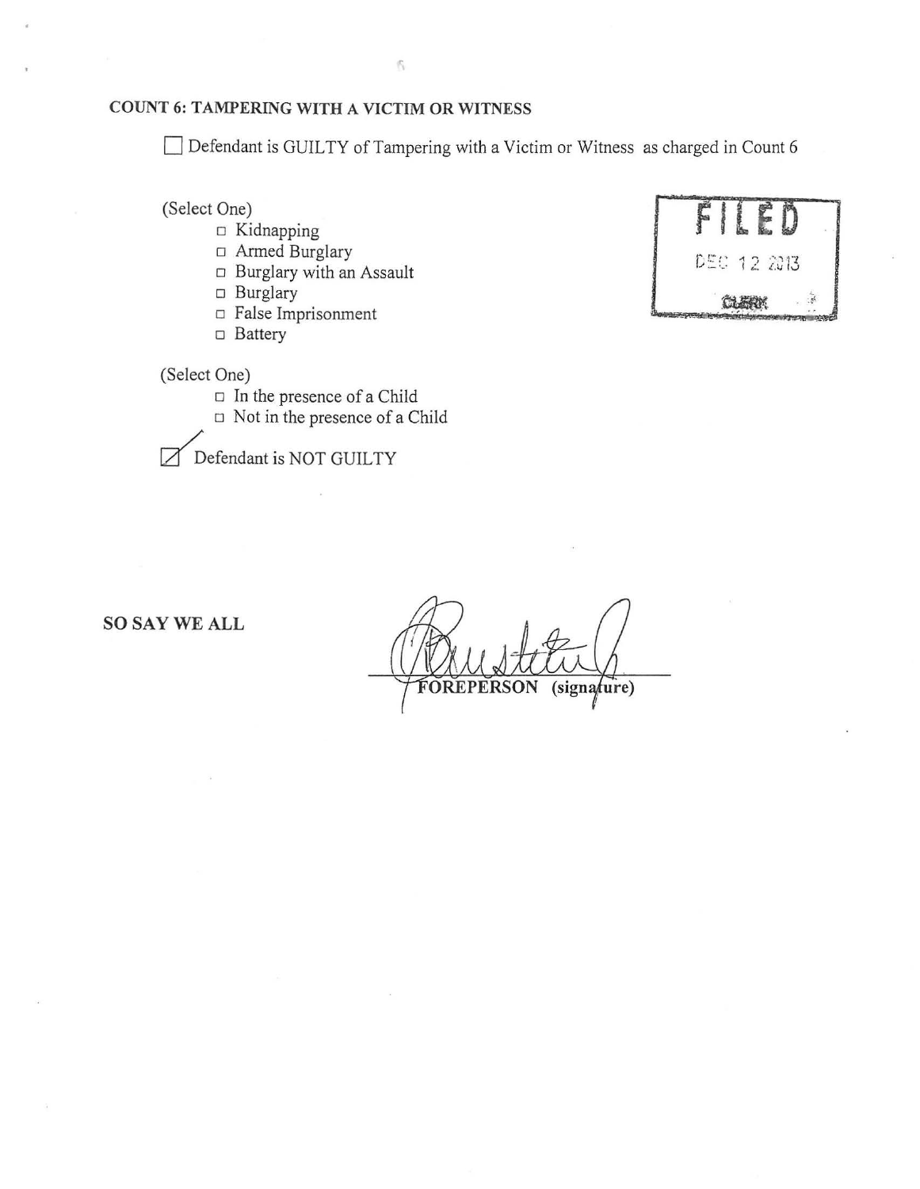**COUNT 6: TAMPERING WITH A VICTIM OR WITNESS**

☐ Defendant is GUILTY of Tampering with a Victim or Witness as charged in Count 6

(Select One)

- ☐ Kidnapping
- ☐ Armed Burglary
- ☐ Burglary with an Assault
- ☐ Burglary
- ☐ False Imprisonment
- ☐ Battery

FILED
DEC 12 2013
CLERK

(Select One)

- ☐ In the presence of a Child
- ☐ Not in the presence of a Child

☑ Defendant is NOT GUILTY

**SO SAY WE ALL**

FOREPERSON (signature)